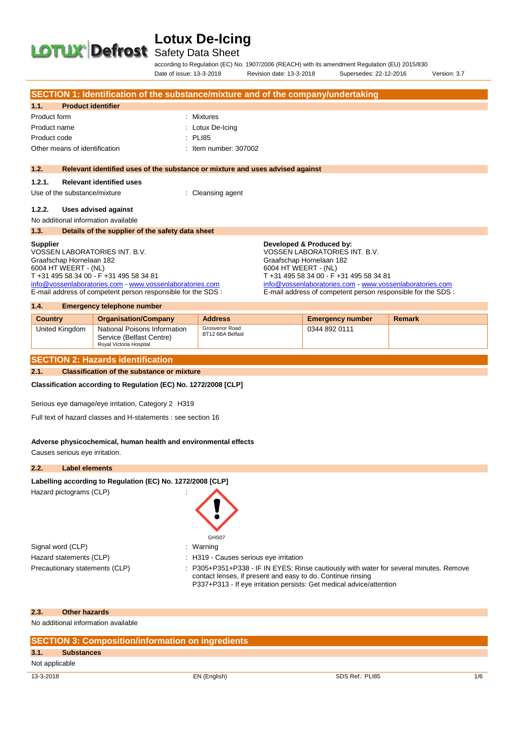# Lotux De-Icing

Safety Data Sheet

according to Regulation (EC) No. 1907/2006 (REACH) with its amendment Regulation (EU) 2015/830

Date of issue: 13-3-2018 Revision date: 13-3-2018 Supersedes: 22-12-2016 Version: 3.7

## SECTION 1: Identification of the substance/mixture and of the company/undertaking

### 1.1. Product identifier

Product form : Mixtures

Product name : Lotux De-Icing

Product code : PLI85

Other means of identification : Item number: 307002

### 1.2. Relevant identified uses of the substance or mixture and uses advised against

#### 1.2.1. Relevant identified uses

Use of the substance/mixture : Cleansing agent

#### 1.2.2. Uses advised against

No additional information available

### 1.3. Details of the supplier of the safety data sheet

**Supplier**
VOSSEN LABORATORIES INT. B.V.
Graafschap Hornelaan 182
6004 HT WEERT - (NL)
T +31 495 58 34 00 - F +31 495 58 34 81
info@vossenlaboratories.com - www.vossenlaboratories.com
E-mail address of competent person responsible for the SDS :

**Developed & Produced by:**
VOSSEN LABORATORIES INT. B.V.
Graafschap Hornelaan 182
6004 HT WEERT - (NL)
T +31 495 58 34 00 - F +31 495 58 34 81
info@vossenlaboratories.com - www.vossenlaboratories.com
E-mail address of competent person responsible for the SDS :

### 1.4. Emergency telephone number

| Country | Organisation/Company | Address | Emergency number | Remark |
|---|---|---|---|---|
| United Kingdom | National Poisons Information Service (Belfast Centre) Royal Victoria Hospital | Grosvenor Road BT12 6BA Belfast | 0344 892 0111 | |

## SECTION 2: Hazards identification

### 2.1. Classification of the substance or mixture

**Classification according to Regulation (EC) No. 1272/2008 [CLP]**

Serious eye damage/eye irritation, Category 2 H319

Full text of hazard classes and H-statements : see section 16

**Adverse physicochemical, human health and environmental effects**

Causes serious eye irritation.

### 2.2. Label elements

**Labelling according to Regulation (EC) No. 1272/2008 [CLP]**

Hazard pictograms (CLP) :

GHS07

Signal word (CLP) : Warning

Hazard statements (CLP) : H319 - Causes serious eye irritation

Precautionary statements (CLP) : P305+P351+P338 - IF IN EYES: Rinse cautiously with water for several minutes. Remove contact lenses, if present and easy to do. Continue rinsing
P337+P313 - If eye irritation persists: Get medical advice/attention

### 2.3. Other hazards

No additional information available

## SECTION 3: Composition/information on ingredients

### 3.1. Substances

Not applicable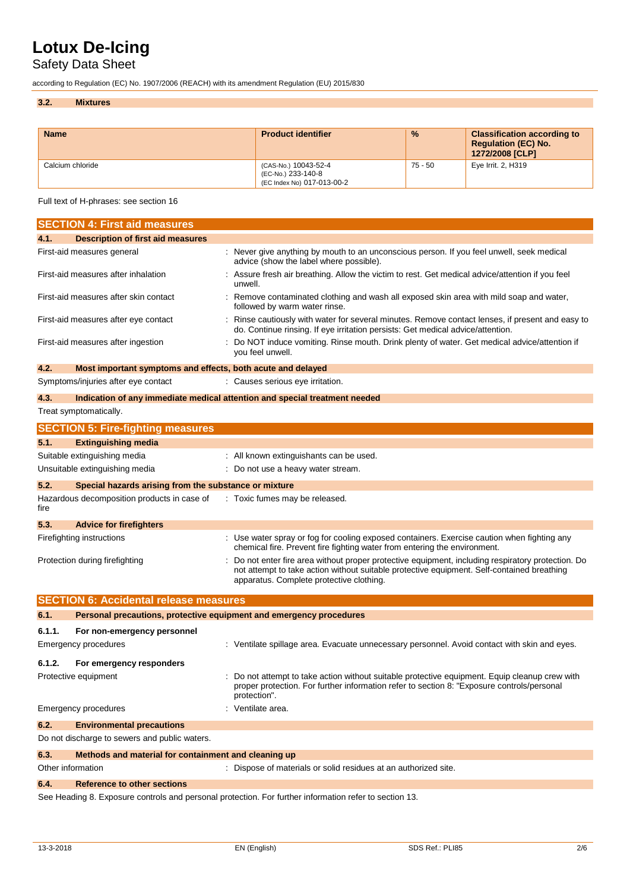### 3.2. Mixtures

| Name | Product identifier | % | Classification according to Regulation (EC) No. 1272/2008 [CLP] |
|---|---|---|---|
| Calcium chloride | (CAS-No.) 10043-52-4<br>(EC-No.) 233-140-8<br>(EC Index No) 017-013-00-2 | 75 - 50 | Eye Irrit. 2, H319 |

Full text of H-phrases: see section 16

## SECTION 4: First aid measures

### 4.1. Description of first aid measures

First-aid measures general : Never give anything by mouth to an unconscious person. If you feel unwell, seek medical advice (show the label where possible).

First-aid measures after inhalation : Assure fresh air breathing. Allow the victim to rest. Get medical advice/attention if you feel unwell.

First-aid measures after skin contact : Remove contaminated clothing and wash all exposed skin area with mild soap and water, followed by warm water rinse.

First-aid measures after eye contact : Rinse cautiously with water for several minutes. Remove contact lenses, if present and easy to do. Continue rinsing. If eye irritation persists: Get medical advice/attention.

First-aid measures after ingestion : Do NOT induce vomiting. Rinse mouth. Drink plenty of water. Get medical advice/attention if you feel unwell.

### 4.2. Most important symptoms and effects, both acute and delayed

Symptoms/injuries after eye contact : Causes serious eye irritation.

### 4.3. Indication of any immediate medical attention and special treatment needed

Treat symptomatically.

## SECTION 5: Fire-fighting measures

### 5.1. Extinguishing media

Suitable extinguishing media : All known extinguishants can be used.

Unsuitable extinguishing media : Do not use a heavy water stream.

### 5.2. Special hazards arising from the substance or mixture

Hazardous decomposition products in case of fire : Toxic fumes may be released.

### 5.3. Advice for firefighters

Firefighting instructions : Use water spray or fog for cooling exposed containers. Exercise caution when fighting any chemical fire. Prevent fire fighting water from entering the environment.

Protection during firefighting : Do not enter fire area without proper protective equipment, including respiratory protection. Do not attempt to take action without suitable protective equipment. Self-contained breathing apparatus. Complete protective clothing.

## SECTION 6: Accidental release measures

### 6.1. Personal precautions, protective equipment and emergency procedures

#### 6.1.1. For non-emergency personnel

Emergency procedures : Ventilate spillage area. Evacuate unnecessary personnel. Avoid contact with skin and eyes.

#### 6.1.2. For emergency responders

Protective equipment : Do not attempt to take action without suitable protective equipment. Equip cleanup crew with proper protection. For further information refer to section 8: "Exposure controls/personal protection".

Emergency procedures : Ventilate area.

### 6.2. Environmental precautions

Do not discharge to sewers and public waters.

### 6.3. Methods and material for containment and cleaning up

Other information : Dispose of materials or solid residues at an authorized site.

### 6.4. Reference to other sections

See Heading 8. Exposure controls and personal protection. For further information refer to section 13.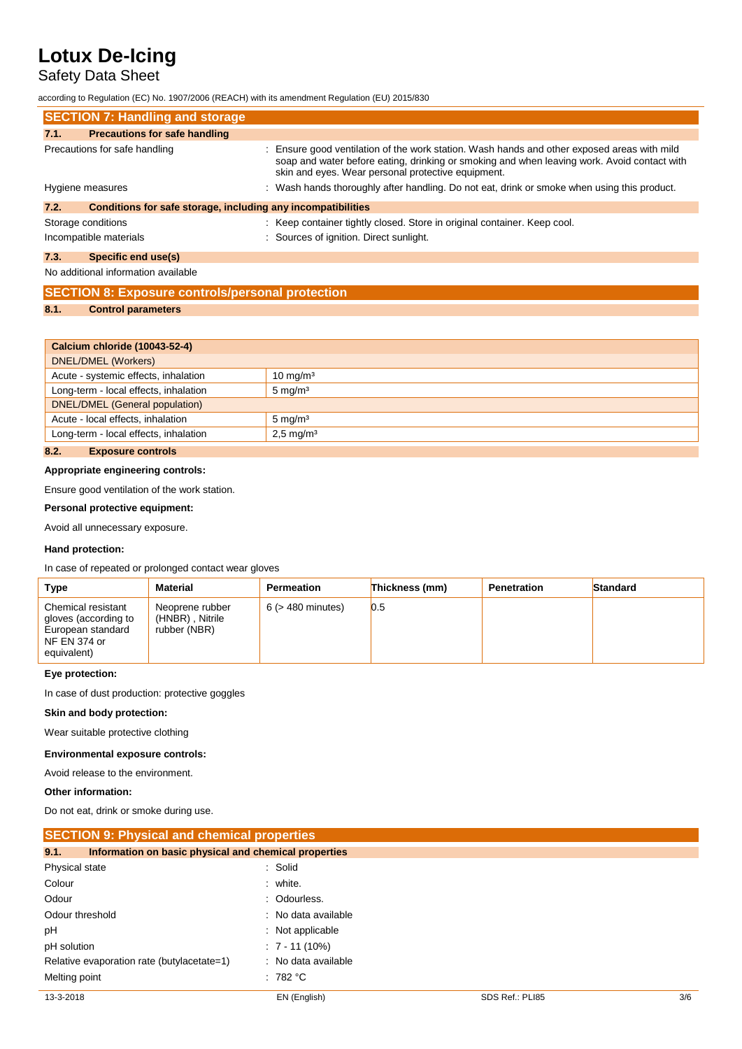# Lotux De-Icing

Safety Data Sheet

according to Regulation (EC) No. 1907/2006 (REACH) with its amendment Regulation (EU) 2015/830

## SECTION 7: Handling and storage

### 7.1. Precautions for safe handling

| | |
|---|---|
| Precautions for safe handling | : Ensure good ventilation of the work station. Wash hands and other exposed areas with mild soap and water before eating, drinking or smoking and when leaving work. Avoid contact with skin and eyes. Wear personal protective equipment. |
| Hygiene measures | : Wash hands thoroughly after handling. Do not eat, drink or smoke when using this product. |

### 7.2. Conditions for safe storage, including any incompatibilities

| | |
|---|---|
| Storage conditions | : Keep container tightly closed. Store in original container. Keep cool. |
| Incompatible materials | : Sources of ignition. Direct sunlight. |

### 7.3. Specific end use(s)

No additional information available

## SECTION 8: Exposure controls/personal protection

### 8.1. Control parameters

| Calcium chloride (10043-52-4) | |
|---|---|
| DNEL/DMEL (Workers) | |
| Acute - systemic effects, inhalation | 10 mg/m³ |
| Long-term - local effects, inhalation | 5 mg/m³ |
| DNEL/DMEL (General population) | |
| Acute - local effects, inhalation | 5 mg/m³ |
| Long-term - local effects, inhalation | 2,5 mg/m³ |

### 8.2. Exposure controls

**Appropriate engineering controls:**

Ensure good ventilation of the work station.

**Personal protective equipment:**

Avoid all unnecessary exposure.

**Hand protection:**

In case of repeated or prolonged contact wear gloves

| Type | Material | Permeation | Thickness (mm) | Penetration | Standard |
|---|---|---|---|---|---|
| Chemical resistant gloves (according to European standard NF EN 374 or equivalent) | Neoprene rubber (HNBR) , Nitrile rubber (NBR) | 6 (> 480 minutes) | 0.5 | | |

**Eye protection:**

In case of dust production: protective goggles

**Skin and body protection:**

Wear suitable protective clothing

**Environmental exposure controls:**

Avoid release to the environment.

**Other information:**

Do not eat, drink or smoke during use.

## SECTION 9: Physical and chemical properties

### 9.1. Information on basic physical and chemical properties

| | |
|---|---|
| Physical state | : Solid |
| Colour | : white. |
| Odour | : Odourless. |
| Odour threshold | : No data available |
| pH | : Not applicable |
| pH solution | : 7 - 11 (10%) |
| Relative evaporation rate (butylacetate=1) | : No data available |
| Melting point | : 782 °C |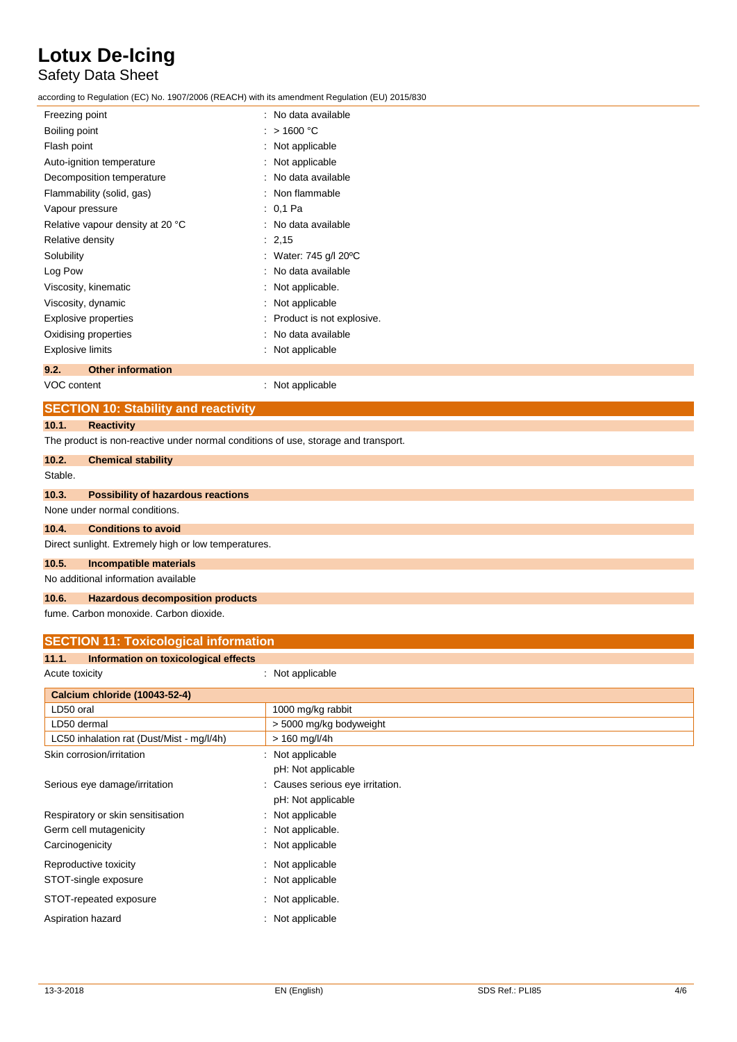| | |
|---|---|
| Freezing point | : No data available |
| Boiling point | : > 1600 °C |
| Flash point | : Not applicable |
| Auto-ignition temperature | : Not applicable |
| Decomposition temperature | : No data available |
| Flammability (solid, gas) | : Non flammable |
| Vapour pressure | : 0,1 Pa |
| Relative vapour density at 20 °C | : No data available |
| Relative density | : 2,15 |
| Solubility | : Water: 745 g/l 20ºC |
| Log Pow | : No data available |
| Viscosity, kinematic | : Not applicable. |
| Viscosity, dynamic | : Not applicable |
| Explosive properties | : Product is not explosive. |
| Oxidising properties | : No data available |
| Explosive limits | : Not applicable |

### 9.2. Other information

VOC content : Not applicable

## SECTION 10: Stability and reactivity

### 10.1. Reactivity

The product is non-reactive under normal conditions of use, storage and transport.

### 10.2. Chemical stability

Stable.

### 10.3. Possibility of hazardous reactions

None under normal conditions.

### 10.4. Conditions to avoid

Direct sunlight. Extremely high or low temperatures.

### 10.5. Incompatible materials

No additional information available

### 10.6. Hazardous decomposition products

fume. Carbon monoxide. Carbon dioxide.

## SECTION 11: Toxicological information

### 11.1. Information on toxicological effects

Acute toxicity : Not applicable

| Calcium chloride (10043-52-4) | |
|---|---|
| LD50 oral | 1000 mg/kg rabbit |
| LD50 dermal | > 5000 mg/kg bodyweight |
| LC50 inhalation rat (Dust/Mist - mg/l/4h) | > 160 mg/l/4h |

| | |
|---|---|
| Skin corrosion/irritation | : Not applicable<br>pH: Not applicable |
| Serious eye damage/irritation | : Causes serious eye irritation.<br>pH: Not applicable |
| Respiratory or skin sensitisation | : Not applicable |
| Germ cell mutagenicity | : Not applicable. |
| Carcinogenicity | : Not applicable |
| Reproductive toxicity | : Not applicable |
| STOT-single exposure | : Not applicable |
| STOT-repeated exposure | : Not applicable. |
| Aspiration hazard | : Not applicable |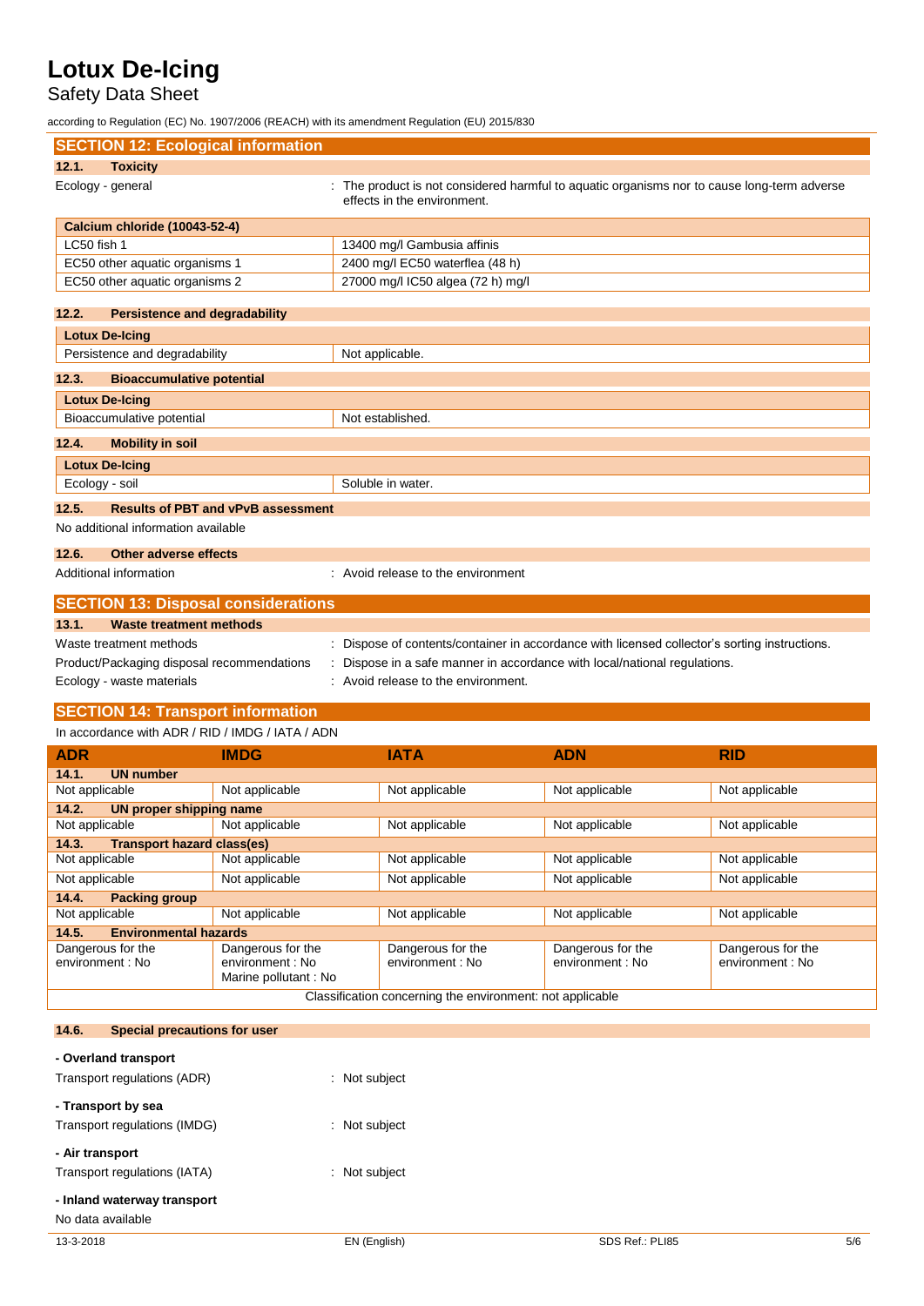## SECTION 12: Ecological information

### 12.1. Toxicity

Ecology - general : The product is not considered harmful to aquatic organisms nor to cause long-term adverse effects in the environment.

| Calcium chloride (10043-52-4) | |
|---|---|
| LC50 fish 1 | 13400 mg/l Gambusia affinis |
| EC50 other aquatic organisms 1 | 2400 mg/l EC50 waterflea (48 h) |
| EC50 other aquatic organisms 2 | 27000 mg/l IC50 algea (72 h) mg/l |

### 12.2. Persistence and degradability

| Lotux De-Icing | |
|---|---|
| Persistence and degradability | Not applicable. |

### 12.3. Bioaccumulative potential

| Lotux De-Icing | |
|---|---|
| Bioaccumulative potential | Not established. |

### 12.4. Mobility in soil

| Lotux De-Icing | |
|---|---|
| Ecology - soil | Soluble in water. |

### 12.5. Results of PBT and vPvB assessment

No additional information available

### 12.6. Other adverse effects

Additional information : Avoid release to the environment

## SECTION 13: Disposal considerations

### 13.1. Waste treatment methods

Waste treatment methods : Dispose of contents/container in accordance with licensed collector's sorting instructions.

Product/Packaging disposal recommendations : Dispose in a safe manner in accordance with local/national regulations.

Ecology - waste materials : Avoid release to the environment.

## SECTION 14: Transport information

In accordance with ADR / RID / IMDG / IATA / ADN

| ADR | IMDG | IATA | ADN | RID |
|---|---|---|---|---|
| **14.1. UN number** | | | | |
| Not applicable | Not applicable | Not applicable | Not applicable | Not applicable |
| **14.2. UN proper shipping name** | | | | |
| Not applicable | Not applicable | Not applicable | Not applicable | Not applicable |
| **14.3. Transport hazard class(es)** | | | | |
| Not applicable | Not applicable | Not applicable | Not applicable | Not applicable |
| Not applicable | Not applicable | Not applicable | Not applicable | Not applicable |
| **14.4. Packing group** | | | | |
| Not applicable | Not applicable | Not applicable | Not applicable | Not applicable |
| **14.5. Environmental hazards** | | | | |
| Dangerous for the environment : No | Dangerous for the environment : No<br>Marine pollutant : No | Dangerous for the environment : No | Dangerous for the environment : No | Dangerous for the environment : No |
| Classification concerning the environment: not applicable | | | | |

### 14.6. Special precautions for user

**- Overland transport**

Transport regulations (ADR) : Not subject

**- Transport by sea**

Transport regulations (IMDG) : Not subject

**- Air transport**

Transport regulations (IATA) : Not subject

**- Inland waterway transport**

No data available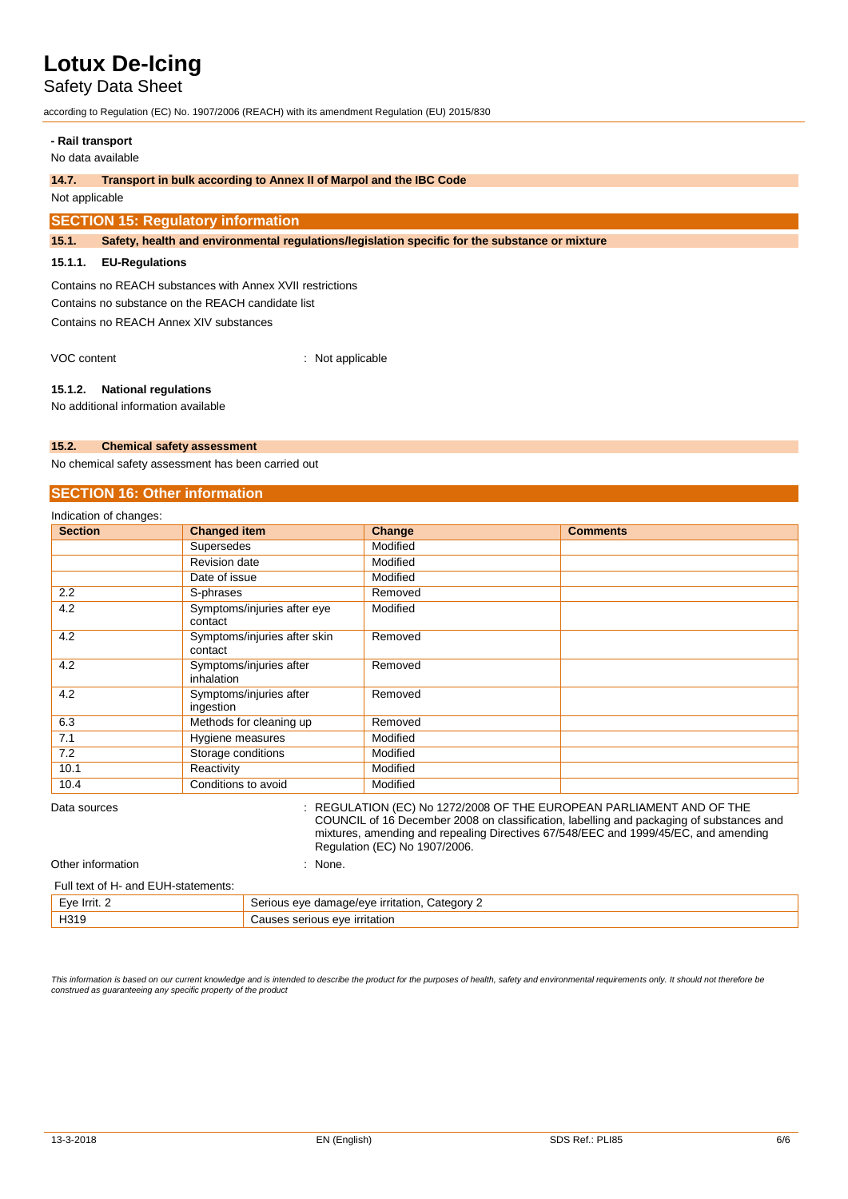**- Rail transport**

No data available

**14.7. Transport in bulk according to Annex II of Marpol and the IBC Code**

Not applicable

## SECTION 15: Regulatory information

**15.1. Safety, health and environmental regulations/legislation specific for the substance or mixture**

**15.1.1. EU-Regulations**

Contains no REACH substances with Annex XVII restrictions

Contains no substance on the REACH candidate list

Contains no REACH Annex XIV substances

VOC content : Not applicable

**15.1.2. National regulations**

No additional information available

**15.2. Chemical safety assessment**

No chemical safety assessment has been carried out

## SECTION 16: Other information

Indication of changes:

| Section | Changed item | Change | Comments |
|---|---|---|---|
| | Supersedes | Modified | |
| | Revision date | Modified | |
| | Date of issue | Modified | |
| 2.2 | S-phrases | Removed | |
| 4.2 | Symptoms/injuries after eye contact | Modified | |
| 4.2 | Symptoms/injuries after skin contact | Removed | |
| 4.2 | Symptoms/injuries after inhalation | Removed | |
| 4.2 | Symptoms/injuries after ingestion | Removed | |
| 6.3 | Methods for cleaning up | Removed | |
| 7.1 | Hygiene measures | Modified | |
| 7.2 | Storage conditions | Modified | |
| 10.1 | Reactivity | Modified | |
| 10.4 | Conditions to avoid | Modified | |

Data sources : REGULATION (EC) No 1272/2008 OF THE EUROPEAN PARLIAMENT AND OF THE COUNCIL of 16 December 2008 on classification, labelling and packaging of substances and mixtures, amending and repealing Directives 67/548/EEC and 1999/45/EC, and amending Regulation (EC) No 1907/2006.

Other information : None.

Full text of H- and EUH-statements:

| | |
|---|---|
| Eye Irrit. 2 | Serious eye damage/eye irritation, Category 2 |
| H319 | Causes serious eye irritation |

*This information is based on our current knowledge and is intended to describe the product for the purposes of health, safety and environmental requirements only. It should not therefore be construed as guaranteeing any specific property of the product*